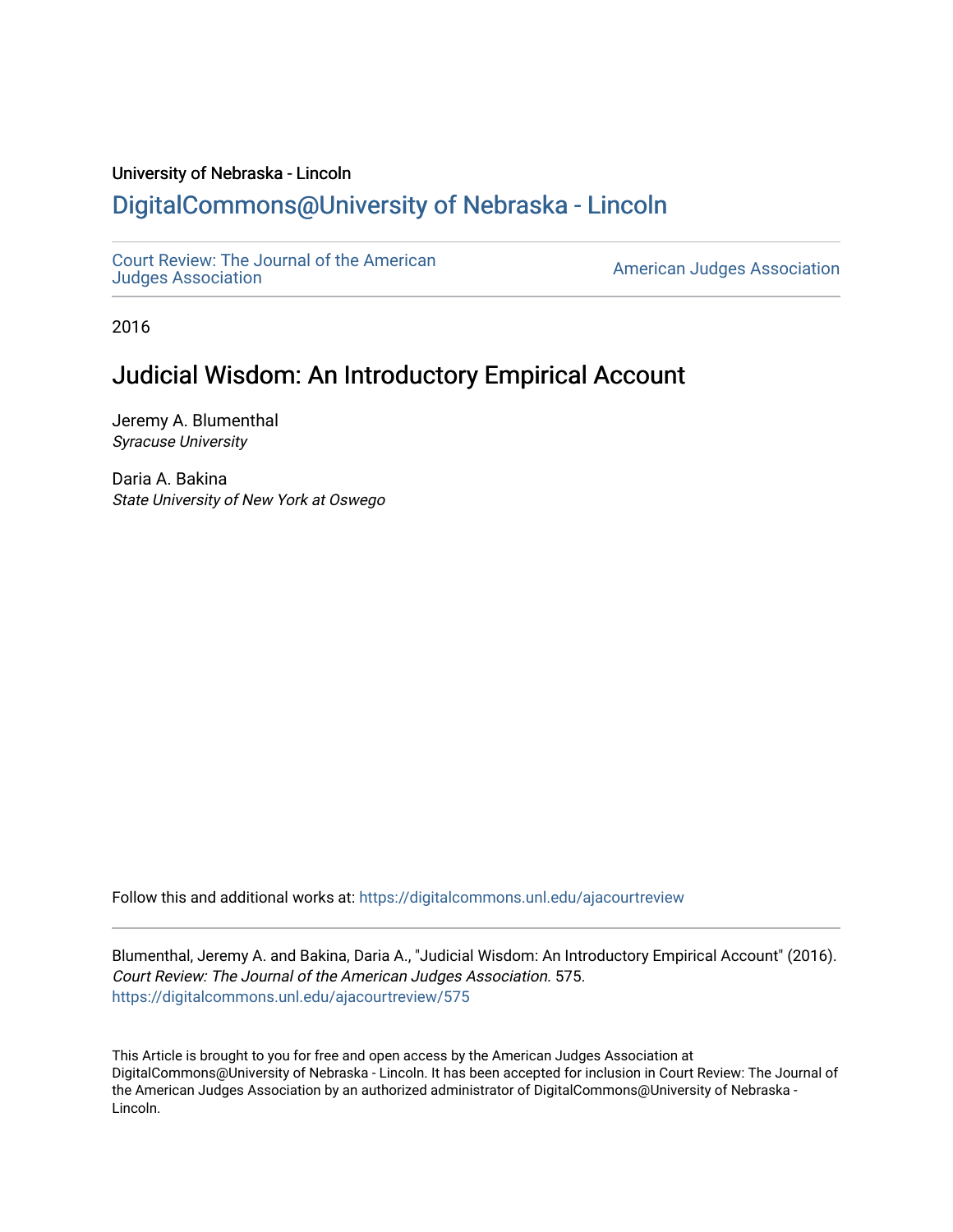University of Nebraska - Lincoln

# DigitalCommons@University of Nebraska - Lincoln

Court Review: The Journal of the American Judges Association

American Judges Association

2016

## Judicial Wisdom: An Introductory Empirical Account

Jeremy A. Blumenthal
*Syracuse University*

Daria A. Bakina
*State University of New York at Oswego*

Follow this and additional works at: https://digitalcommons.unl.edu/ajacourtreview

Blumenthal, Jeremy A. and Bakina, Daria A., "Judicial Wisdom: An Introductory Empirical Account" (2016). *Court Review: The Journal of the American Judges Association*. 575.
https://digitalcommons.unl.edu/ajacourtreview/575

This Article is brought to you for free and open access by the American Judges Association at DigitalCommons@University of Nebraska - Lincoln. It has been accepted for inclusion in Court Review: The Journal of the American Judges Association by an authorized administrator of DigitalCommons@University of Nebraska - Lincoln.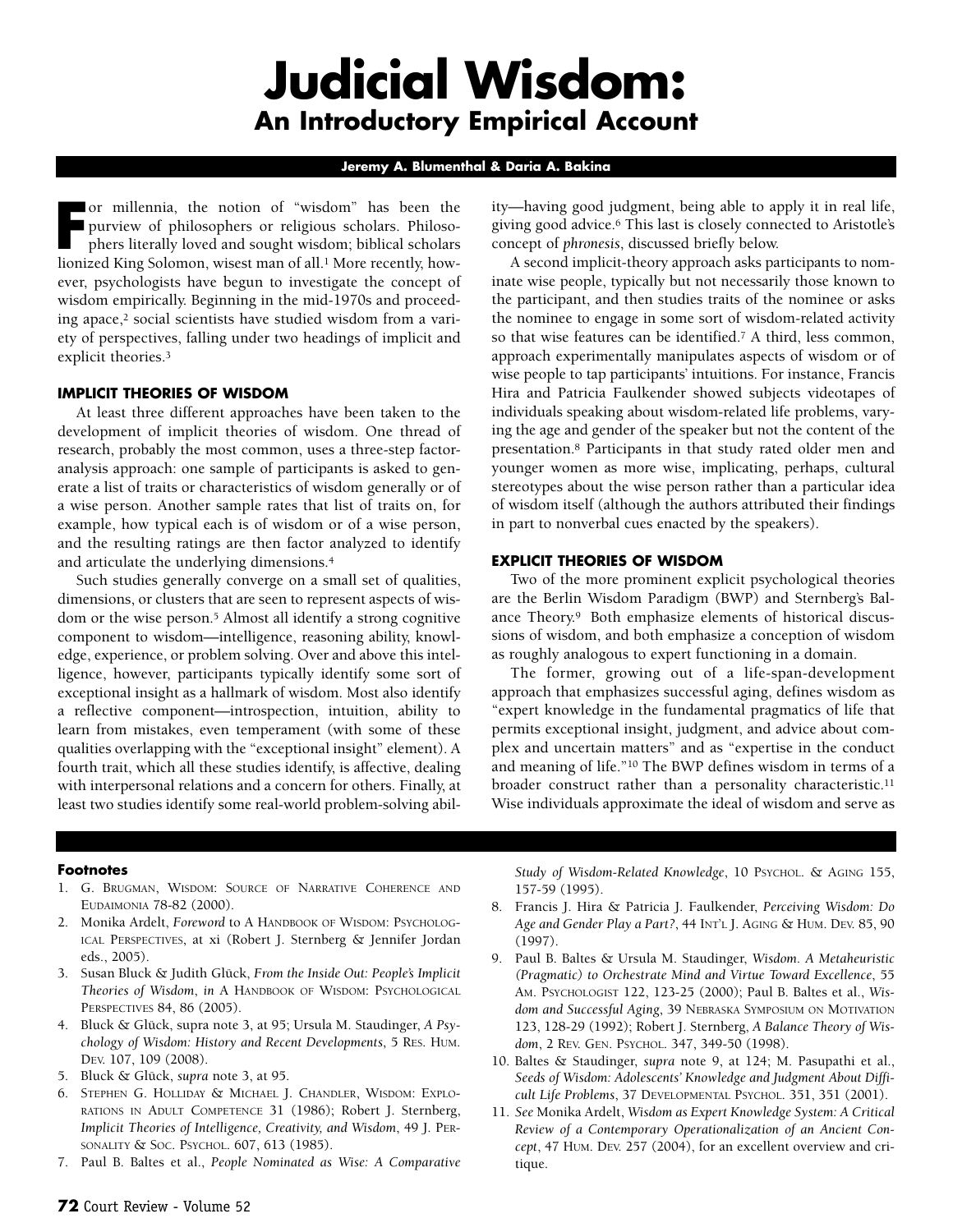# Judicial Wisdom:
## An Introductory Empirical Account

**Jeremy A. Blumenthal & Daria A. Bakina**

For millennia, the notion of "wisdom" has been the purview of philosophers or religious scholars. Philosophers literally loved and sought wisdom; biblical scholars lionized King Solomon, wisest man of all.[1] More recently, however, psychologists have begun to investigate the concept of wisdom empirically. Beginning in the mid-1970s and proceeding apace,[2] social scientists have studied wisdom from a variety of perspectives, falling under two headings of implicit and explicit theories.[3]

### IMPLICIT THEORIES OF WISDOM

At least three different approaches have been taken to the development of implicit theories of wisdom. One thread of research, probably the most common, uses a three-step factor-analysis approach: one sample of participants is asked to generate a list of traits or characteristics of wisdom generally or of a wise person. Another sample rates that list of traits on, for example, how typical each is of wisdom or of a wise person, and the resulting ratings are then factor analyzed to identify and articulate the underlying dimensions.[4]

Such studies generally converge on a small set of qualities, dimensions, or clusters that are seen to represent aspects of wisdom or the wise person.[5] Almost all identify a strong cognitive component to wisdom—intelligence, reasoning ability, knowledge, experience, or problem solving. Over and above this intelligence, however, participants typically identify some sort of exceptional insight as a hallmark of wisdom. Most also identify a reflective component—introspection, intuition, ability to learn from mistakes, even temperament (with some of these qualities overlapping with the "exceptional insight" element). A fourth trait, which all these studies identify, is affective, dealing with interpersonal relations and a concern for others. Finally, at least two studies identify some real-world problem-solving ability—having good judgment, being able to apply it in real life, giving good advice.[6] This last is closely connected to Aristotle's concept of *phronesis*, discussed briefly below.

A second implicit-theory approach asks participants to nominate wise people, typically but not necessarily those known to the participant, and then studies traits of the nominee or asks the nominee to engage in some sort of wisdom-related activity so that wise features can be identified.[7] A third, less common, approach experimentally manipulates aspects of wisdom or of wise people to tap participants' intuitions. For instance, Francis Hira and Patricia Faulkender showed subjects videotapes of individuals speaking about wisdom-related life problems, varying the age and gender of the speaker but not the content of the presentation.[8] Participants in that study rated older men and younger women as more wise, implicating, perhaps, cultural stereotypes about the wise person rather than a particular idea of wisdom itself (although the authors attributed their findings in part to nonverbal cues enacted by the speakers).

### EXPLICIT THEORIES OF WISDOM

Two of the more prominent explicit psychological theories are the Berlin Wisdom Paradigm (BWP) and Sternberg's Balance Theory.[9] Both emphasize elements of historical discussions of wisdom, and both emphasize a conception of wisdom as roughly analogous to expert functioning in a domain.

The former, growing out of a life-span-development approach that emphasizes successful aging, defines wisdom as "expert knowledge in the fundamental pragmatics of life that permits exceptional insight, judgment, and advice about complex and uncertain matters" and as "expertise in the conduct and meaning of life."[10] The BWP defines wisdom in terms of a broader construct rather than a personality characteristic.[11] Wise individuals approximate the ideal of wisdom and serve as

---

#### Footnotes

1. G. Brugman, Wisdom: Source of Narrative Coherence and Eudaimonia 78-82 (2000).
2. Monika Ardelt, *Foreword* to A Handbook of Wisdom: Psychological Perspectives, at xi (Robert J. Sternberg & Jennifer Jordan eds., 2005).
3. Susan Bluck & Judith Glück, *From the Inside Out: People's Implicit Theories of Wisdom*, *in* A Handbook of Wisdom: Psychological Perspectives 84, 86 (2005).
4. Bluck & Glück, supra note 3, at 95; Ursula M. Staudinger, *A Psychology of Wisdom: History and Recent Developments*, 5 Res. Hum. Dev. 107, 109 (2008).
5. Bluck & Glück, *supra* note 3, at 95.
6. Stephen G. Holliday & Michael J. Chandler, Wisdom: Explorations in Adult Competence 31 (1986); Robert J. Sternberg, *Implicit Theories of Intelligence, Creativity, and Wisdom*, 49 J. Personality & Soc. Psychol. 607, 613 (1985).
7. Paul B. Baltes et al., *People Nominated as Wise: A Comparative Study of Wisdom-Related Knowledge*, 10 Psychol. & Aging 155, 157-59 (1995).
8. Francis J. Hira & Patricia J. Faulkender, *Perceiving Wisdom: Do Age and Gender Play a Part?*, 44 Int'l J. Aging & Hum. Dev. 85, 90 (1997).
9. Paul B. Baltes & Ursula M. Staudinger, *Wisdom. A Metaheuristic (Pragmatic) to Orchestrate Mind and Virtue Toward Excellence*, 55 Am. Psychologist 122, 123-25 (2000); Paul B. Baltes et al., *Wisdom and Successful Aging*, 39 Nebraska Symposium on Motivation 123, 128-29 (1992); Robert J. Sternberg, *A Balance Theory of Wisdom*, 2 Rev. Gen. Psychol. 347, 349-50 (1998).
10. Baltes & Staudinger, *supra* note 9, at 124; M. Pasupathi et al., *Seeds of Wisdom: Adolescents' Knowledge and Judgment About Difficult Life Problems*, 37 Developmental Psychol. 351, 351 (2001).
11. *See* Monika Ardelt, *Wisdom as Expert Knowledge System: A Critical Review of a Contemporary Operationalization of an Ancient Concept*, 47 Hum. Dev. 257 (2004), for an excellent overview and critique.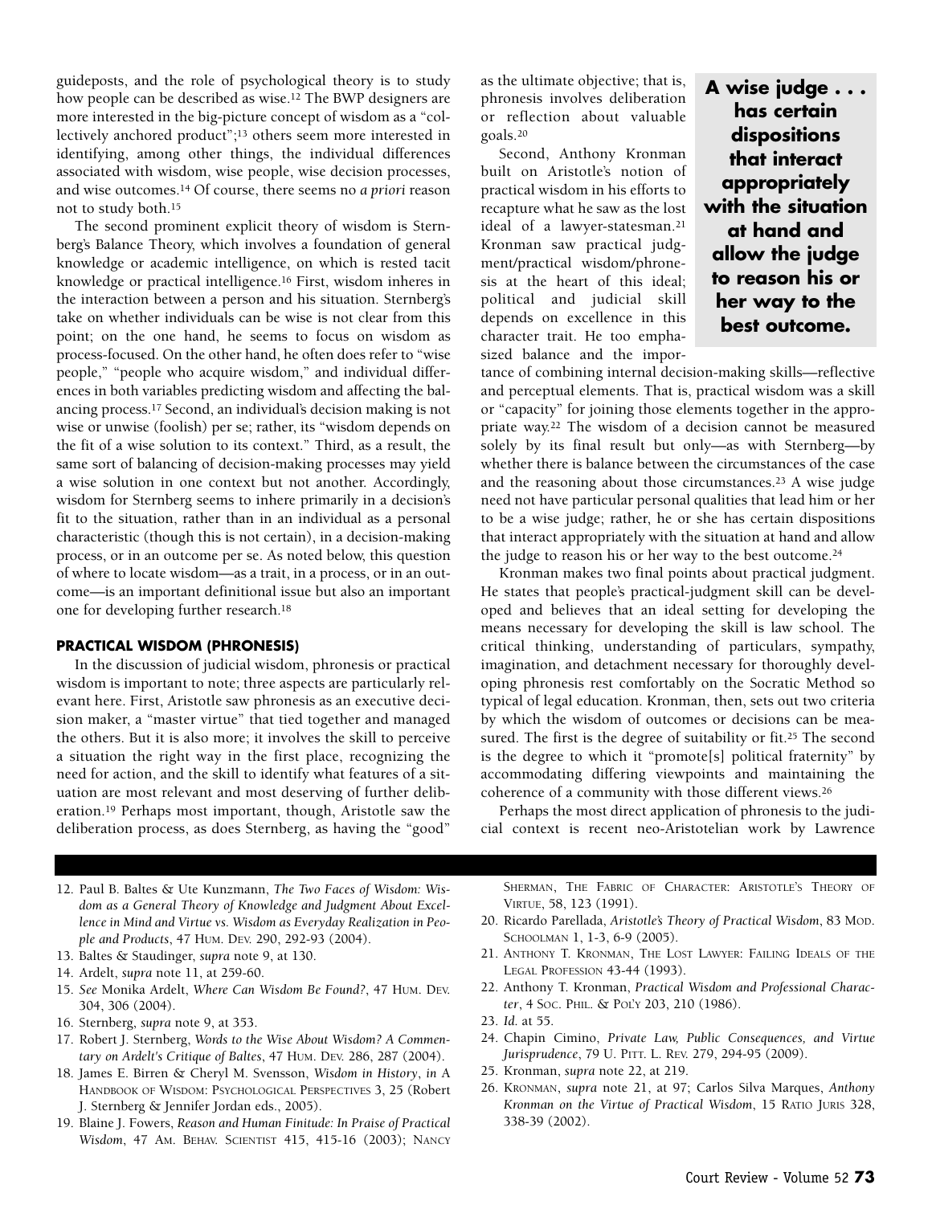guideposts, and the role of psychological theory is to study how people can be described as wise.[12] The BWP designers are more interested in the big-picture concept of wisdom as a "collectively anchored product";[13] others seem more interested in identifying, among other things, the individual differences associated with wisdom, wise people, wise decision processes, and wise outcomes.[14] Of course, there seems no *a priori* reason not to study both.[15]

The second prominent explicit theory of wisdom is Sternberg's Balance Theory, which involves a foundation of general knowledge or academic intelligence, on which is rested tacit knowledge or practical intelligence.[16] First, wisdom inheres in the interaction between a person and his situation. Sternberg's take on whether individuals can be wise is not clear from this point; on the one hand, he seems to focus on wisdom as process-focused. On the other hand, he often does refer to "wise people," "people who acquire wisdom," and individual differences in both variables predicting wisdom and affecting the balancing process.[17] Second, an individual's decision making is not wise or unwise (foolish) per se; rather, its "wisdom depends on the fit of a wise solution to its context." Third, as a result, the same sort of balancing of decision-making processes may yield a wise solution in one context but not another. Accordingly, wisdom for Sternberg seems to inhere primarily in a decision's fit to the situation, rather than in an individual as a personal characteristic (though this is not certain), in a decision-making process, or in an outcome per se. As noted below, this question of where to locate wisdom—as a trait, in a process, or in an outcome—is an important definitional issue but also an important one for developing further research.[18]

### PRACTICAL WISDOM (PHRONESIS)

In the discussion of judicial wisdom, phronesis or practical wisdom is important to note; three aspects are particularly relevant here. First, Aristotle saw phronesis as an executive decision maker, a "master virtue" that tied together and managed the others. But it is also more; it involves the skill to perceive a situation the right way in the first place, recognizing the need for action, and the skill to identify what features of a situation are most relevant and most deserving of further deliberation.[19] Perhaps most important, though, Aristotle saw the deliberation process, as does Sternberg, as having the "good" as the ultimate objective; that is, phronesis involves deliberation or reflection about valuable goals.[20]

Second, Anthony Kronman built on Aristotle's notion of practical wisdom in his efforts to recapture what he saw as the lost ideal of a lawyer-statesman.[21] Kronman saw practical judgment/practical wisdom/phronesis at the heart of this ideal; political and judicial skill depends on excellence in this character trait. He too emphasized balance and the importance of combining internal decision-making skills—reflective and perceptual elements. That is, practical wisdom was a skill or "capacity" for joining those elements together in the appropriate way.[22] The wisdom of a decision cannot be measured solely by its final result but only—as with Sternberg—by whether there is balance between the circumstances of the case and the reasoning about those circumstances.[23] A wise judge need not have particular personal qualities that lead him or her to be a wise judge; rather, he or she has certain dispositions that interact appropriately with the situation at hand and allow the judge to reason his or her way to the best outcome.[24]

**A wise judge . . . has certain dispositions that interact appropriately with the situation at hand and allow the judge to reason his or her way to the best outcome.**

Kronman makes two final points about practical judgment. He states that people's practical-judgment skill can be developed and believes that an ideal setting for developing the means necessary for developing the skill is law school. The critical thinking, understanding of particulars, sympathy, imagination, and detachment necessary for thoroughly developing phronesis rest comfortably on the Socratic Method so typical of legal education. Kronman, then, sets out two criteria by which the wisdom of outcomes or decisions can be measured. The first is the degree of suitability or fit.[25] The second is the degree to which it "promote[s] political fraternity" by accommodating differing viewpoints and maintaining the coherence of a community with those different views.[26]

Perhaps the most direct application of phronesis to the judicial context is recent neo-Aristotelian work by Lawrence

---

12. Paul B. Baltes & Ute Kunzmann, *The Two Faces of Wisdom: Wisdom as a General Theory of Knowledge and Judgment About Excellence in Mind and Virtue vs. Wisdom as Everyday Realization in People and Products*, 47 HUM. DEV. 290, 292-93 (2004).
13. Baltes & Staudinger, *supra* note 9, at 130.
14. Ardelt, *supra* note 11, at 259-60.
15. *See* Monika Ardelt, *Where Can Wisdom Be Found?*, 47 HUM. DEV. 304, 306 (2004).
16. Sternberg, *supra* note 9, at 353.
17. Robert J. Sternberg, *Words to the Wise About Wisdom? A Commentary on Ardelt's Critique of Baltes*, 47 HUM. DEV. 286, 287 (2004).
18. James E. Birren & Cheryl M. Svensson, *Wisdom in History*, *in* A HANDBOOK OF WISDOM: PSYCHOLOGICAL PERSPECTIVES 3, 25 (Robert J. Sternberg & Jennifer Jordan eds., 2005).
19. Blaine J. Fowers, *Reason and Human Finitude: In Praise of Practical Wisdom*, 47 AM. BEHAV. SCIENTIST 415, 415-16 (2003); NANCY SHERMAN, THE FABRIC OF CHARACTER: ARISTOTLE'S THEORY OF VIRTUE, 58, 123 (1991).
20. Ricardo Parellada, *Aristotle's Theory of Practical Wisdom*, 83 MOD. SCHOOLMAN 1, 1-3, 6-9 (2005).
21. ANTHONY T. KRONMAN, THE LOST LAWYER: FAILING IDEALS OF THE LEGAL PROFESSION 43-44 (1993).
22. Anthony T. Kronman, *Practical Wisdom and Professional Character*, 4 SOC. PHIL. & POL'Y 203, 210 (1986).
23. *Id.* at 55.
24. Chapin Cimino, *Private Law, Public Consequences, and Virtue Jurisprudence*, 79 U. PITT. L. REV. 279, 294-95 (2009).
25. Kronman, *supra* note 22, at 219.
26. KRONMAN, *supra* note 21, at 97; Carlos Silva Marques, *Anthony Kronman on the Virtue of Practical Wisdom*, 15 RATIO JURIS 328, 338-39 (2002).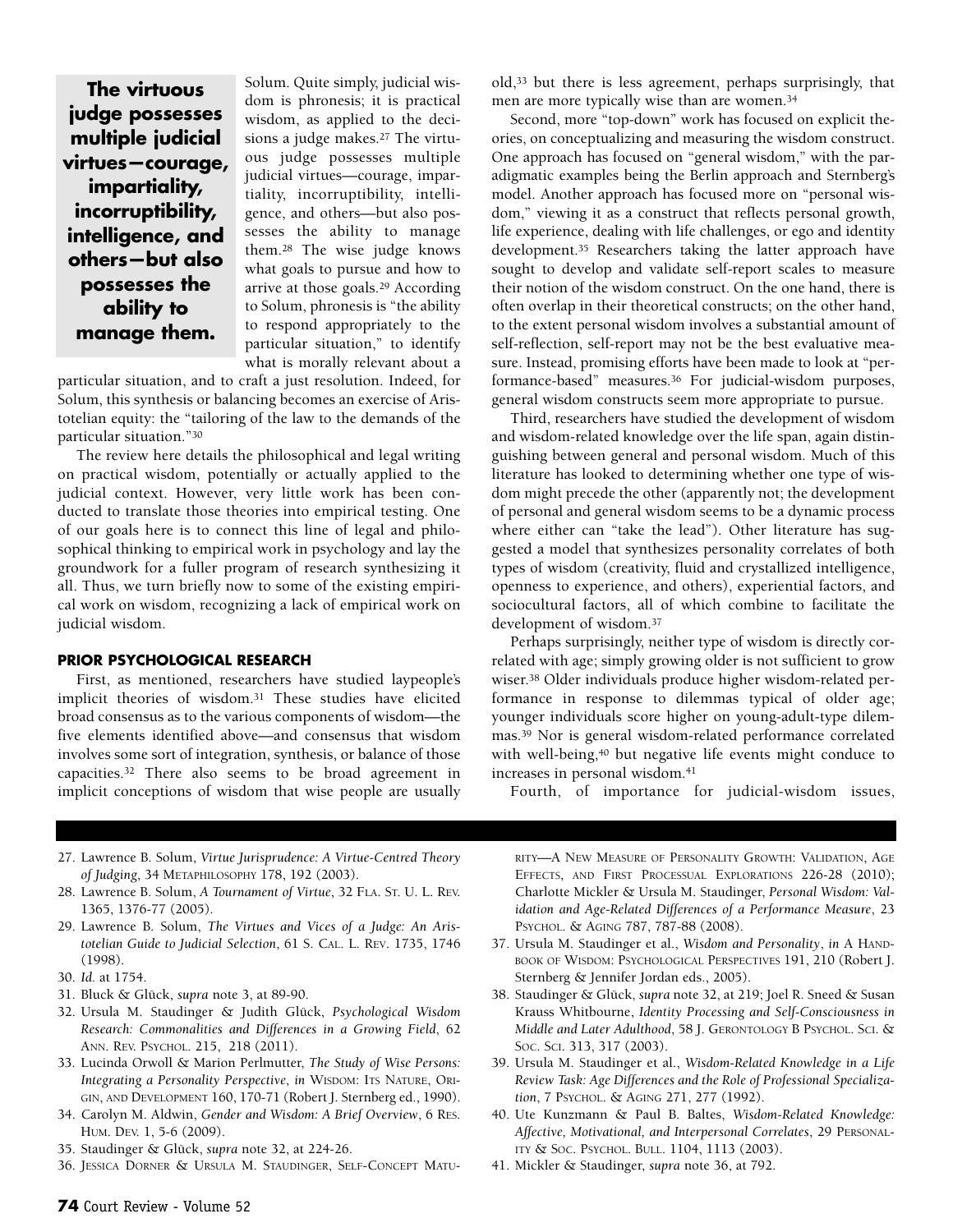**The virtuous judge possesses multiple judicial virtues—courage, impartiality, incorruptibility, intelligence, and others—but also possesses the ability to manage them.**

Solum. Quite simply, judicial wisdom is phronesis; it is practical wisdom, as applied to the decisions a judge makes.[27] The virtuous judge possesses multiple judicial virtues—courage, impartiality, incorruptibility, intelligence, and others—but also possesses the ability to manage them.[28] The wise judge knows what goals to pursue and how to arrive at those goals.[29] According to Solum, phronesis is "the ability to respond appropriately to the particular situation," to identify what is morally relevant about a particular situation, and to craft a just resolution. Indeed, for Solum, this synthesis or balancing becomes an exercise of Aristotelian equity: the "tailoring of the law to the demands of the particular situation."[30]

The review here details the philosophical and legal writing on practical wisdom, potentially or actually applied to the judicial context. However, very little work has been conducted to translate those theories into empirical testing. One of our goals here is to connect this line of legal and philosophical thinking to empirical work in psychology and lay the groundwork for a fuller program of research synthesizing it all. Thus, we turn briefly now to some of the existing empirical work on wisdom, recognizing a lack of empirical work on judicial wisdom.

### PRIOR PSYCHOLOGICAL RESEARCH

First, as mentioned, researchers have studied laypeople's implicit theories of wisdom.[31] These studies have elicited broad consensus as to the various components of wisdom—the five elements identified above—and consensus that wisdom involves some sort of integration, synthesis, or balance of those capacities.[32] There also seems to be broad agreement in implicit conceptions of wisdom that wise people are usually old,[33] but there is less agreement, perhaps surprisingly, that men are more typically wise than are women.[34]

Second, more "top-down" work has focused on explicit theories, on conceptualizing and measuring the wisdom construct. One approach has focused on "general wisdom," with the paradigmatic examples being the Berlin approach and Sternberg's model. Another approach has focused more on "personal wisdom," viewing it as a construct that reflects personal growth, life experience, dealing with life challenges, or ego and identity development.[35] Researchers taking the latter approach have sought to develop and validate self-report scales to measure their notion of the wisdom construct. On the one hand, there is often overlap in their theoretical constructs; on the other hand, to the extent personal wisdom involves a substantial amount of self-reflection, self-report may not be the best evaluative measure. Instead, promising efforts have been made to look at "performance-based" measures.[36] For judicial-wisdom purposes, general wisdom constructs seem more appropriate to pursue.

Third, researchers have studied the development of wisdom and wisdom-related knowledge over the life span, again distinguishing between general and personal wisdom. Much of this literature has looked to determining whether one type of wisdom might precede the other (apparently not; the development of personal and general wisdom seems to be a dynamic process where either can "take the lead"). Other literature has suggested a model that synthesizes personality correlates of both types of wisdom (creativity, fluid and crystallized intelligence, openness to experience, and others), experiential factors, and sociocultural factors, all of which combine to facilitate the development of wisdom.[37]

Perhaps surprisingly, neither type of wisdom is directly correlated with age; simply growing older is not sufficient to grow wiser.[38] Older individuals produce higher wisdom-related performance in response to dilemmas typical of older age; younger individuals score higher on young-adult-type dilemmas.[39] Nor is general wisdom-related performance correlated with well-being,[40] but negative life events might conduce to increases in personal wisdom.[41]

Fourth, of importance for judicial-wisdom issues,

---

27. Lawrence B. Solum, *Virtue Jurisprudence: A Virtue-Centred Theory of Judging*, 34 METAPHILOSOPHY 178, 192 (2003).
28. Lawrence B. Solum, *A Tournament of Virtue*, 32 FLA. ST. U. L. REV. 1365, 1376-77 (2005).
29. Lawrence B. Solum, *The Virtues and Vices of a Judge: An Aristotelian Guide to Judicial Selection*, 61 S. CAL. L. REV. 1735, 1746 (1998).
30. *Id.* at 1754.
31. Bluck & Glück, *supra* note 3, at 89-90.
32. Ursula M. Staudinger & Judith Glück, *Psychological Wisdom Research: Commonalities and Differences in a Growing Field*, 62 ANN. REV. PSYCHOL. 215, 218 (2011).
33. Lucinda Orwoll & Marion Perlmutter, *The Study of Wise Persons: Integrating a Personality Perspective*, *in* WISDOM: ITS NATURE, ORIGIN, AND DEVELOPMENT 160, 170-71 (Robert J. Sternberg ed., 1990).
34. Carolyn M. Aldwin, *Gender and Wisdom: A Brief Overview*, 6 RES. HUM. DEV. 1, 5-6 (2009).
35. Staudinger & Glück, *supra* note 32, at 224-26.
36. JESSICA DORNER & URSULA M. STAUDINGER, SELF-CONCEPT MATURITY—A NEW MEASURE OF PERSONALITY GROWTH: VALIDATION, AGE EFFECTS, AND FIRST PROCESSUAL EXPLORATIONS 226-28 (2010); Charlotte Mickler & Ursula M. Staudinger, *Personal Wisdom: Validation and Age-Related Differences of a Performance Measure*, 23 PSYCHOL. & AGING 787, 787-88 (2008).
37. Ursula M. Staudinger et al., *Wisdom and Personality*, *in* A HANDBOOK OF WISDOM: PSYCHOLOGICAL PERSPECTIVES 191, 210 (Robert J. Sternberg & Jennifer Jordan eds., 2005).
38. Staudinger & Glück, *supra* note 32, at 219; Joel R. Sneed & Susan Krauss Whitbourne, *Identity Processing and Self-Consciousness in Middle and Later Adulthood*, 58 J. GERONTOLOGY B PSYCHOL. SCI. & SOC. SCI. 313, 317 (2003).
39. Ursula M. Staudinger et al., *Wisdom-Related Knowledge in a Life Review Task: Age Differences and the Role of Professional Specialization*, 7 PSYCHOL. & AGING 271, 277 (1992).
40. Ute Kunzmann & Paul B. Baltes, *Wisdom-Related Knowledge: Affective, Motivational, and Interpersonal Correlates*, 29 PERSONALITY & SOC. PSYCHOL. BULL. 1104, 1113 (2003).
41. Mickler & Staudinger, *supra* note 36, at 792.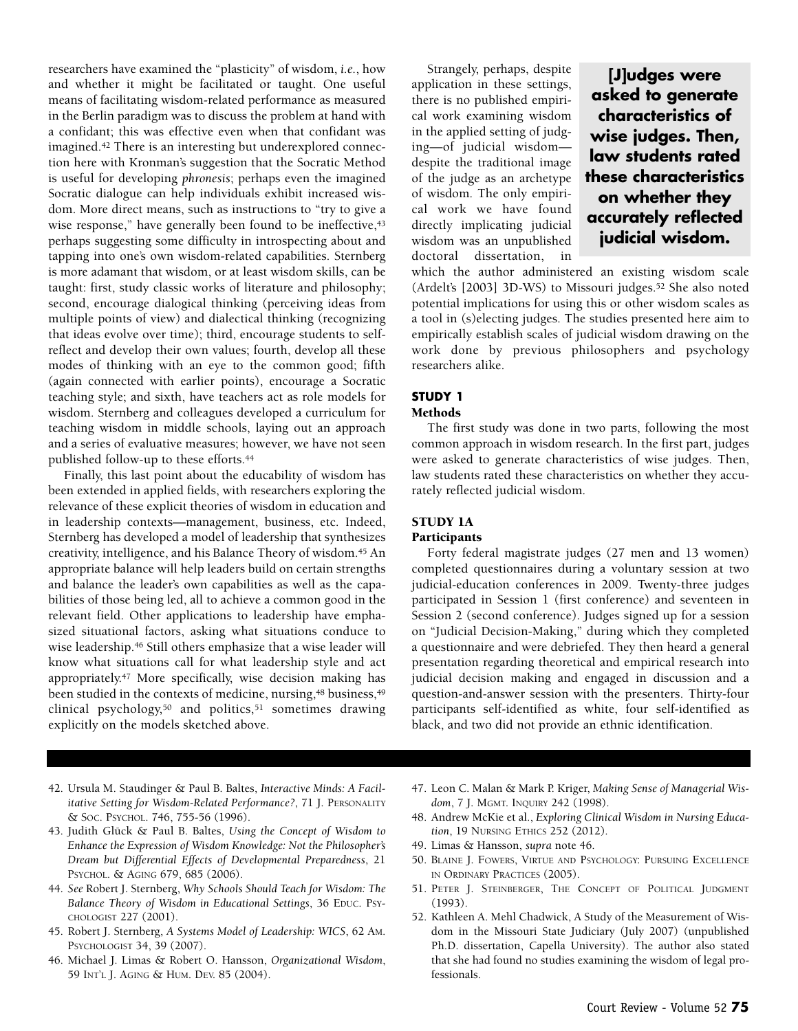researchers have examined the "plasticity" of wisdom, *i.e.*, how and whether it might be facilitated or taught. One useful means of facilitating wisdom-related performance as measured in the Berlin paradigm was to discuss the problem at hand with a confidant; this was effective even when that confidant was imagined.[42] There is an interesting but underexplored connection here with Kronman's suggestion that the Socratic Method is useful for developing *phronesis*; perhaps even the imagined Socratic dialogue can help individuals exhibit increased wisdom. More direct means, such as instructions to "try to give a wise response," have generally been found to be ineffective,[43] perhaps suggesting some difficulty in introspecting about and tapping into one's own wisdom-related capabilities. Sternberg is more adamant that wisdom, or at least wisdom skills, can be taught: first, study classic works of literature and philosophy; second, encourage dialogical thinking (perceiving ideas from multiple points of view) and dialectical thinking (recognizing that ideas evolve over time); third, encourage students to self-reflect and develop their own values; fourth, develop all these modes of thinking with an eye to the common good; fifth (again connected with earlier points), encourage a Socratic teaching style; and sixth, have teachers act as role models for wisdom. Sternberg and colleagues developed a curriculum for teaching wisdom in middle schools, laying out an approach and a series of evaluative measures; however, we have not seen published follow-up to these efforts.[44]

Finally, this last point about the educability of wisdom has been extended in applied fields, with researchers exploring the relevance of these explicit theories of wisdom in education and in leadership contexts—management, business, etc. Indeed, Sternberg has developed a model of leadership that synthesizes creativity, intelligence, and his Balance Theory of wisdom.[45] An appropriate balance will help leaders build on certain strengths and balance the leader's own capabilities as well as the capabilities of those being led, all to achieve a common good in the relevant field. Other applications to leadership have emphasized situational factors, asking what situations conduce to wise leadership.[46] Still others emphasize that a wise leader will know what situations call for what leadership style and act appropriately.[47] More specifically, wise decision making has been studied in the contexts of medicine, nursing,[48] business,[49] clinical psychology,[50] and politics,[51] sometimes drawing explicitly on the models sketched above.

Strangely, perhaps, despite application in these settings, there is no published empirical work examining wisdom in the applied setting of judging—of judicial wisdom—despite the traditional image of the judge as an archetype of wisdom. The only empirical work we have found directly implicating judicial wisdom was an unpublished doctoral dissertation, in which the author administered an existing wisdom scale (Ardelt's [2003] 3D-WS) to Missouri judges.[52] She also noted potential implications for using this or other wisdom scales as a tool in (s)electing judges. The studies presented here aim to empirically establish scales of judicial wisdom drawing on the work done by previous philosophers and psychology researchers alike.

**[J]udges were asked to generate characteristics of wise judges. Then, law students rated these characteristics on whether they accurately reflected judicial wisdom.**

## STUDY 1

### Methods

The first study was done in two parts, following the most common approach in wisdom research. In the first part, judges were asked to generate characteristics of wise judges. Then, law students rated these characteristics on whether they accurately reflected judicial wisdom.

## STUDY 1A

### Participants

Forty federal magistrate judges (27 men and 13 women) completed questionnaires during a voluntary session at two judicial-education conferences in 2009. Twenty-three judges participated in Session 1 (first conference) and seventeen in Session 2 (second conference). Judges signed up for a session on "Judicial Decision-Making," during which they completed a questionnaire and were debriefed. They then heard a general presentation regarding theoretical and empirical research into judicial decision making and engaged in discussion and a question-and-answer session with the presenters. Thirty-four participants self-identified as white, four self-identified as black, and two did not provide an ethnic identification.

---

42. Ursula M. Staudinger & Paul B. Baltes, *Interactive Minds: A Facilitative Setting for Wisdom-Related Performance?*, 71 J. PERSONALITY & SOC. PSYCHOL. 746, 755-56 (1996).
43. Judith Glück & Paul B. Baltes, *Using the Concept of Wisdom to Enhance the Expression of Wisdom Knowledge: Not the Philosopher's Dream but Differential Effects of Developmental Preparedness*, 21 PSYCHOL. & AGING 679, 685 (2006).
44. *See* Robert J. Sternberg, *Why Schools Should Teach for Wisdom: The Balance Theory of Wisdom in Educational Settings*, 36 EDUC. PSYCHOLOGIST 227 (2001).
45. Robert J. Sternberg, *A Systems Model of Leadership: WICS*, 62 AM. PSYCHOLOGIST 34, 39 (2007).
46. Michael J. Limas & Robert O. Hansson, *Organizational Wisdom*, 59 INT'L J. AGING & HUM. DEV. 85 (2004).
47. Leon C. Malan & Mark P. Kriger, *Making Sense of Managerial Wisdom*, 7 J. MGMT. INQUIRY 242 (1998).
48. Andrew McKie et al., *Exploring Clinical Wisdom in Nursing Education*, 19 NURSING ETHICS 252 (2012).
49. Limas & Hansson, *supra* note 46.
50. BLAINE J. FOWERS, VIRTUE AND PSYCHOLOGY: PURSUING EXCELLENCE IN ORDINARY PRACTICES (2005).
51. PETER J. STEINBERGER, THE CONCEPT OF POLITICAL JUDGMENT (1993).
52. Kathleen A. Mehl Chadwick, A Study of the Measurement of Wisdom in the Missouri State Judiciary (July 2007) (unpublished Ph.D. dissertation, Capella University). The author also stated that she had found no studies examining the wisdom of legal professionals.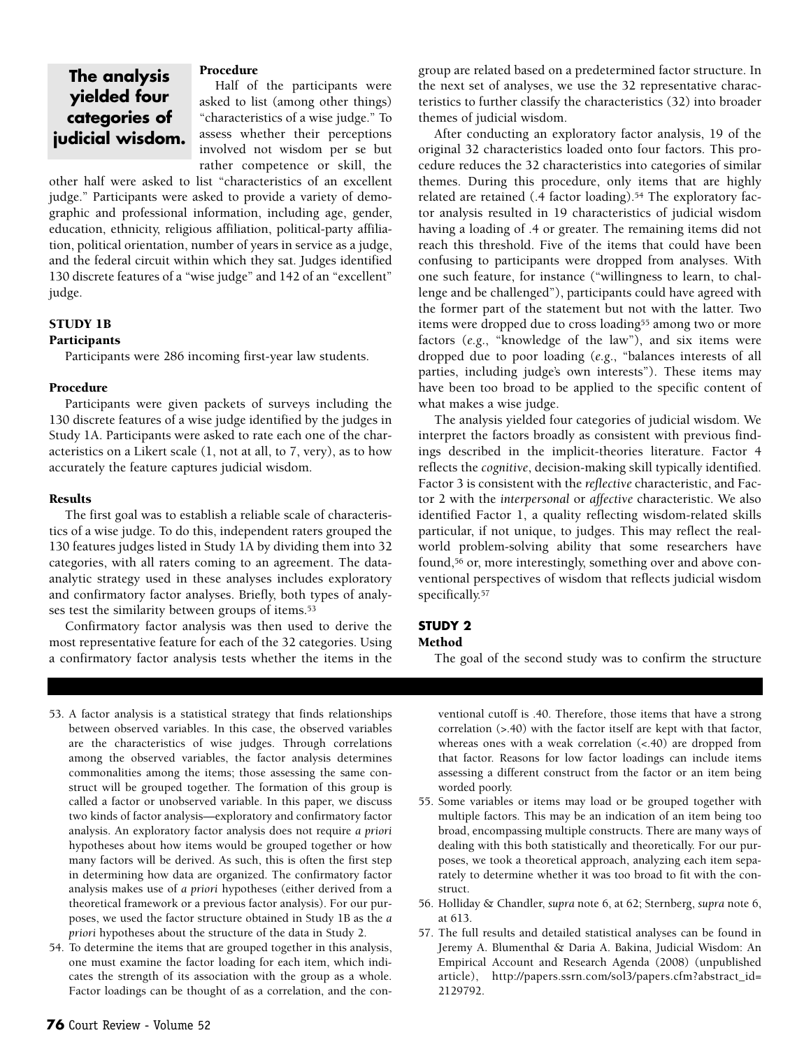**The analysis yielded four categories of judicial wisdom.**

#### Procedure

Half of the participants were asked to list (among other things) "characteristics of a wise judge." To assess whether their perceptions involved not wisdom per se but rather competence or skill, the other half were asked to list "characteristics of an excellent judge." Participants were asked to provide a variety of demographic and professional information, including age, gender, education, ethnicity, religious affiliation, political-party affiliation, political orientation, number of years in service as a judge, and the federal circuit within which they sat. Judges identified 130 discrete features of a "wise judge" and 142 of an "excellent" judge.

### STUDY 1B

#### Participants

Participants were 286 incoming first-year law students.

#### Procedure

Participants were given packets of surveys including the 130 discrete features of a wise judge identified by the judges in Study 1A. Participants were asked to rate each one of the characteristics on a Likert scale (1, not at all, to 7, very), as to how accurately the feature captures judicial wisdom.

#### Results

The first goal was to establish a reliable scale of characteristics of a wise judge. To do this, independent raters grouped the 130 features judges listed in Study 1A by dividing them into 32 categories, with all raters coming to an agreement. The data-analytic strategy used in these analyses includes exploratory and confirmatory factor analyses. Briefly, both types of analyses test the similarity between groups of items.[53]

Confirmatory factor analysis was then used to derive the most representative feature for each of the 32 categories. Using a confirmatory factor analysis tests whether the items in the group are related based on a predetermined factor structure. In the next set of analyses, we use the 32 representative characteristics to further classify the characteristics (32) into broader themes of judicial wisdom.

After conducting an exploratory factor analysis, 19 of the original 32 characteristics loaded onto four factors. This procedure reduces the 32 characteristics into categories of similar themes. During this procedure, only items that are highly related are retained (.4 factor loading).[54] The exploratory factor analysis resulted in 19 characteristics of judicial wisdom having a loading of .4 or greater. The remaining items did not reach this threshold. Five of the items that could have been confusing to participants were dropped from analyses. With one such feature, for instance ("willingness to learn, to challenge and be challenged"), participants could have agreed with the former part of the statement but not with the latter. Two items were dropped due to cross loading[55] among two or more factors (*e.g.*, "knowledge of the law"), and six items were dropped due to poor loading (*e.g.*, "balances interests of all parties, including judge's own interests"). These items may have been too broad to be applied to the specific content of what makes a wise judge.

The analysis yielded four categories of judicial wisdom. We interpret the factors broadly as consistent with previous findings described in the implicit-theories literature. Factor 4 reflects the *cognitive*, decision-making skill typically identified. Factor 3 is consistent with the *reflective* characteristic, and Factor 2 with the *interpersonal* or *affective* characteristic. We also identified Factor 1, a quality reflecting wisdom-related skills particular, if not unique, to judges. This may reflect the real-world problem-solving ability that some researchers have found,[56] or, more interestingly, something over and above conventional perspectives of wisdom that reflects judicial wisdom specifically.[57]

### STUDY 2

#### Method

The goal of the second study was to confirm the structure

---

53. A factor analysis is a statistical strategy that finds relationships between observed variables. In this case, the observed variables are the characteristics of wise judges. Through correlations among the observed variables, the factor analysis determines commonalities among the items; those assessing the same construct will be grouped together. The formation of this group is called a factor or unobserved variable. In this paper, we discuss two kinds of factor analysis—exploratory and confirmatory factor analysis. An exploratory factor analysis does not require *a priori* hypotheses about how items would be grouped together or how many factors will be derived. As such, this is often the first step in determining how data are organized. The confirmatory factor analysis makes use of *a priori* hypotheses (either derived from a theoretical framework or a previous factor analysis). For our purposes, we used the factor structure obtained in Study 1B as the *a priori* hypotheses about the structure of the data in Study 2.

54. To determine the items that are grouped together in this analysis, one must examine the factor loading for each item, which indicates the strength of its association with the group as a whole. Factor loadings can be thought of as a correlation, and the conventional cutoff is .40. Therefore, those items that have a strong correlation (>.40) with the factor itself are kept with that factor, whereas ones with a weak correlation (<.40) are dropped from that factor. Reasons for low factor loadings can include items assessing a different construct from the factor or an item being worded poorly.

55. Some variables or items may load or be grouped together with multiple factors. This may be an indication of an item being too broad, encompassing multiple constructs. There are many ways of dealing with this both statistically and theoretically. For our purposes, we took a theoretical approach, analyzing each item separately to determine whether it was too broad to fit with the construct.

56. Holliday & Chandler, *supra* note 6, at 62; Sternberg, *supra* note 6, at 613.

57. The full results and detailed statistical analyses can be found in Jeremy A. Blumenthal & Daria A. Bakina, Judicial Wisdom: An Empirical Account and Research Agenda (2008) (unpublished article), http://papers.ssrn.com/sol3/papers.cfm?abstract_id=2129792.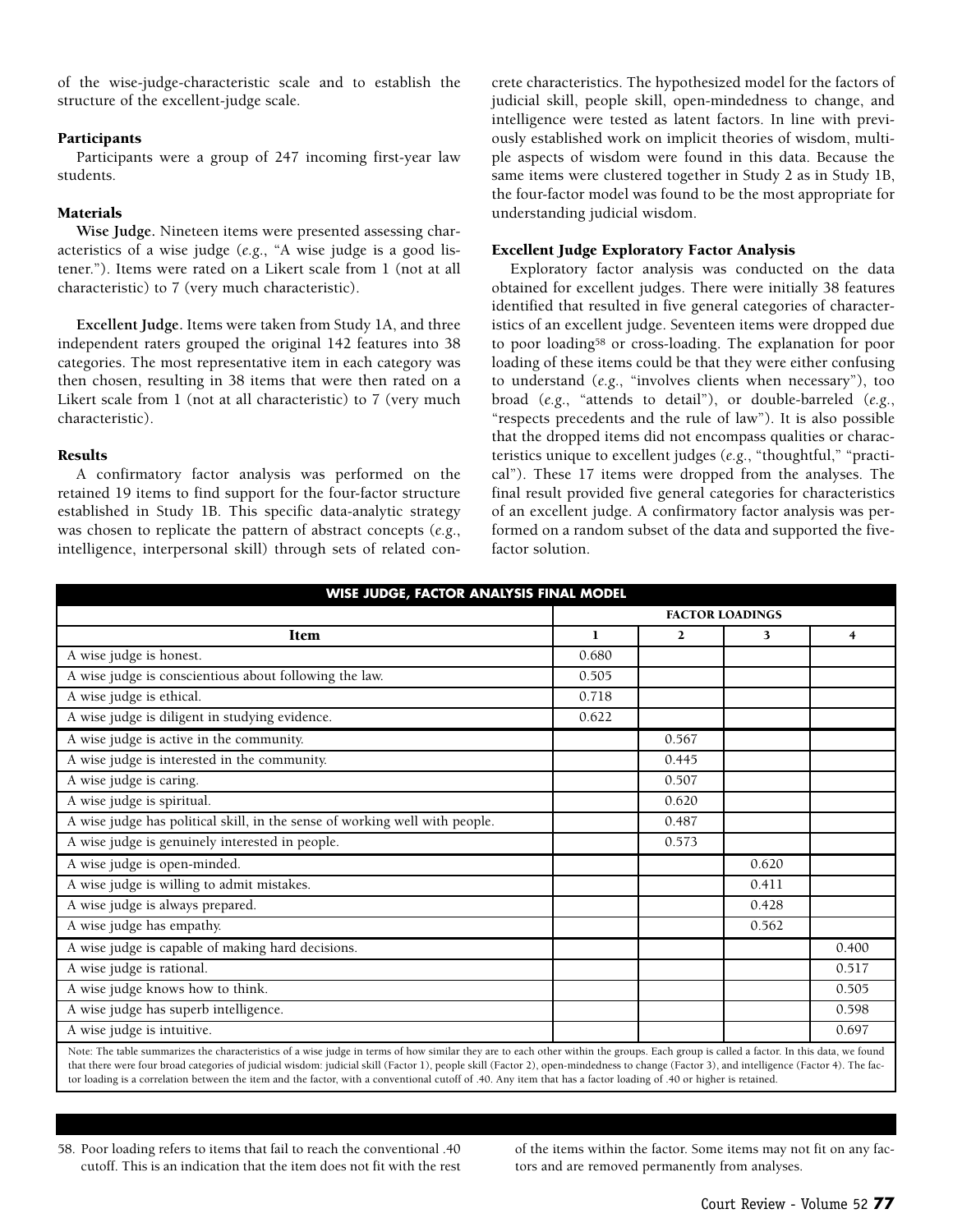of the wise-judge-characteristic scale and to establish the structure of the excellent-judge scale.

### Participants

Participants were a group of 247 incoming first-year law students.

### Materials

**Wise Judge.** Nineteen items were presented assessing characteristics of a wise judge (*e.g.*, "A wise judge is a good listener."). Items were rated on a Likert scale from 1 (not at all characteristic) to 7 (very much characteristic).

**Excellent Judge.** Items were taken from Study 1A, and three independent raters grouped the original 142 features into 38 categories. The most representative item in each category was then chosen, resulting in 38 items that were then rated on a Likert scale from 1 (not at all characteristic) to 7 (very much characteristic).

### Results

A confirmatory factor analysis was performed on the retained 19 items to find support for the four-factor structure established in Study 1B. This specific data-analytic strategy was chosen to replicate the pattern of abstract concepts (*e.g.*, intelligence, interpersonal skill) through sets of related concrete characteristics. The hypothesized model for the factors of judicial skill, people skill, open-mindedness to change, and intelligence were tested as latent factors. In line with previously established work on implicit theories of wisdom, multiple aspects of wisdom were found in this data. Because the same items were clustered together in Study 2 as in Study 1B, the four-factor model was found to be the most appropriate for understanding judicial wisdom.

### Excellent Judge Exploratory Factor Analysis

Exploratory factor analysis was conducted on the data obtained for excellent judges. There were initially 38 features identified that resulted in five general categories of characteristics of an excellent judge. Seventeen items were dropped due to poor loading[58] or cross-loading. The explanation for poor loading of these items could be that they were either confusing to understand (*e.g.*, "involves clients when necessary"), too broad (*e.g.*, "attends to detail"), or double-barreled (*e.g.*, "respects precedents and the rule of law"). It is also possible that the dropped items did not encompass qualities or characteristics unique to excellent judges (*e.g.*, "thoughtful," "practical"). These 17 items were dropped from the analyses. The final result provided five general categories for characteristics of an excellent judge. A confirmatory factor analysis was performed on a random subset of the data and supported the five-factor solution.

**WISE JUDGE, FACTOR ANALYSIS FINAL MODEL**

| | FACTOR LOADINGS | | | |
|---|---|---|---|---|
| **Item** | **1** | **2** | **3** | **4** |
| A wise judge is honest. | 0.680 | | | |
| A wise judge is conscientious about following the law. | 0.505 | | | |
| A wise judge is ethical. | 0.718 | | | |
| A wise judge is diligent in studying evidence. | 0.622 | | | |
| A wise judge is active in the community. | | 0.567 | | |
| A wise judge is interested in the community. | | 0.445 | | |
| A wise judge is caring. | | 0.507 | | |
| A wise judge is spiritual. | | 0.620 | | |
| A wise judge has political skill, in the sense of working well with people. | | 0.487 | | |
| A wise judge is genuinely interested in people. | | 0.573 | | |
| A wise judge is open-minded. | | | 0.620 | |
| A wise judge is willing to admit mistakes. | | | 0.411 | |
| A wise judge is always prepared. | | | 0.428 | |
| A wise judge has empathy. | | | 0.562 | |
| A wise judge is capable of making hard decisions. | | | | 0.400 |
| A wise judge is rational. | | | | 0.517 |
| A wise judge knows how to think. | | | | 0.505 |
| A wise judge has superb intelligence. | | | | 0.598 |
| A wise judge is intuitive. | | | | 0.697 |

Note: The table summarizes the characteristics of a wise judge in terms of how similar they are to each other within the groups. Each group is called a factor. In this data, we found that there were four broad categories of judicial wisdom: judicial skill (Factor 1), people skill (Factor 2), open-mindedness to change (Factor 3), and intelligence (Factor 4). The factor loading is a correlation between the item and the factor, with a conventional cutoff of .40. Any item that has a factor loading of .40 or higher is retained.

58. Poor loading refers to items that fail to reach the conventional .40 cutoff. This is an indication that the item does not fit with the rest of the items within the factor. Some items may not fit on any factors and are removed permanently from analyses.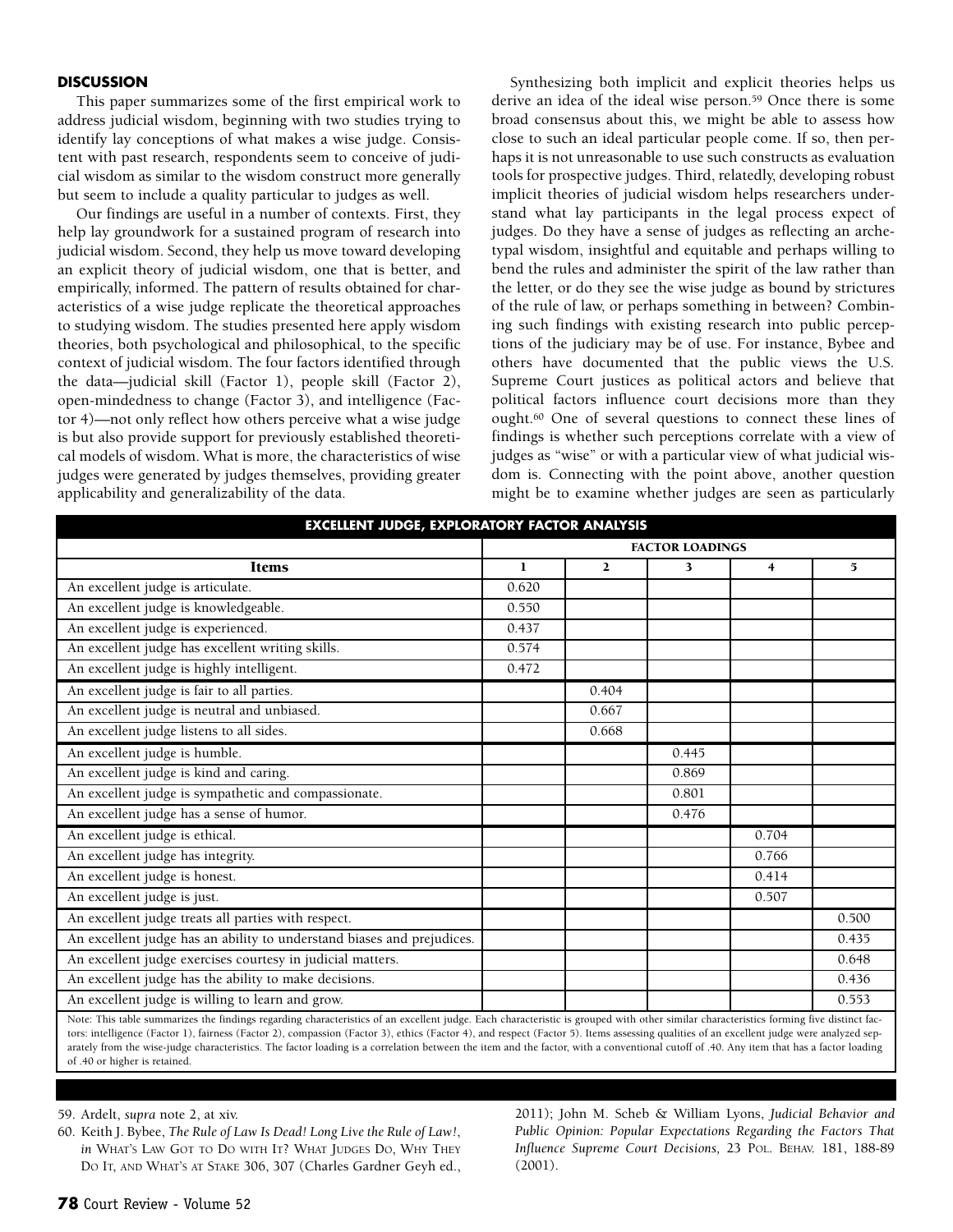## DISCUSSION

This paper summarizes some of the first empirical work to address judicial wisdom, beginning with two studies trying to identify lay conceptions of what makes a wise judge. Consistent with past research, respondents seem to conceive of judicial wisdom as similar to the wisdom construct more generally but seem to include a quality particular to judges as well.

Our findings are useful in a number of contexts. First, they help lay groundwork for a sustained program of research into judicial wisdom. Second, they help us move toward developing an explicit theory of judicial wisdom, one that is better, and empirically, informed. The pattern of results obtained for characteristics of a wise judge replicate the theoretical approaches to studying wisdom. The studies presented here apply wisdom theories, both psychological and philosophical, to the specific context of judicial wisdom. The four factors identified through the data—judicial skill (Factor 1), people skill (Factor 2), open-mindedness to change (Factor 3), and intelligence (Factor 4)—not only reflect how others perceive what a wise judge is but also provide support for previously established theoretical models of wisdom. What is more, the characteristics of wise judges were generated by judges themselves, providing greater applicability and generalizability of the data.

Synthesizing both implicit and explicit theories helps us derive an idea of the ideal wise person.[59] Once there is some broad consensus about this, we might be able to assess how close to such an ideal particular people come. If so, then perhaps it is not unreasonable to use such constructs as evaluation tools for prospective judges. Third, relatedly, developing robust implicit theories of judicial wisdom helps researchers understand what lay participants in the legal process expect of judges. Do they have a sense of judges as reflecting an archetypal wisdom, insightful and equitable and perhaps willing to bend the rules and administer the spirit of the law rather than the letter, or do they see the wise judge as bound by strictures of the rule of law, or perhaps something in between? Combining such findings with existing research into public perceptions of the judiciary may be of use. For instance, Bybee and others have documented that the public views the U.S. Supreme Court justices as political actors and believe that political factors influence court decisions more than they ought.[60] One of several questions to connect these lines of findings is whether such perceptions correlate with a view of judges as "wise" or with a particular view of what judicial wisdom is. Connecting with the point above, another question might be to examine whether judges are seen as particularly

**EXCELLENT JUDGE, EXPLORATORY FACTOR ANALYSIS**

| | FACTOR LOADINGS | | | | |
|---|---|---|---|---|---|
| **Items** | **1** | **2** | **3** | **4** | **5** |
| An excellent judge is articulate. | 0.620 | | | | |
| An excellent judge is knowledgeable. | 0.550 | | | | |
| An excellent judge is experienced. | 0.437 | | | | |
| An excellent judge has excellent writing skills. | 0.574 | | | | |
| An excellent judge is highly intelligent. | 0.472 | | | | |
| An excellent judge is fair to all parties. | | 0.404 | | | |
| An excellent judge is neutral and unbiased. | | 0.667 | | | |
| An excellent judge listens to all sides. | | 0.668 | | | |
| An excellent judge is humble. | | | 0.445 | | |
| An excellent judge is kind and caring. | | | 0.869 | | |
| An excellent judge is sympathetic and compassionate. | | | 0.801 | | |
| An excellent judge has a sense of humor. | | | 0.476 | | |
| An excellent judge is ethical. | | | | 0.704 | |
| An excellent judge has integrity. | | | | 0.766 | |
| An excellent judge is honest. | | | | 0.414 | |
| An excellent judge is just. | | | | 0.507 | |
| An excellent judge treats all parties with respect. | | | | | 0.500 |
| An excellent judge has an ability to understand biases and prejudices. | | | | | 0.435 |
| An excellent judge exercises courtesy in judicial matters. | | | | | 0.648 |
| An excellent judge has the ability to make decisions. | | | | | 0.436 |
| An excellent judge is willing to learn and grow. | | | | | 0.553 |

Note: This table summarizes the findings regarding characteristics of an excellent judge. Each characteristic is grouped with other similar characteristics forming five distinct factors: intelligence (Factor 1), fairness (Factor 2), compassion (Factor 3), ethics (Factor 4), and respect (Factor 5). Items assessing qualities of an excellent judge were analyzed separately from the wise-judge characteristics. The factor loading is a correlation between the item and the factor, with a conventional cutoff of .40. Any item that has a factor loading of .40 or higher is retained.

59. Ardelt, *supra* note 2, at xiv.

60. Keith J. Bybee, *The Rule of Law Is Dead! Long Live the Rule of Law!*, *in* WHAT'S LAW GOT TO DO WITH IT? WHAT JUDGES DO, WHY THEY DO IT, AND WHAT'S AT STAKE 306, 307 (Charles Gardner Geyh ed., 2011); John M. Scheb & William Lyons, *Judicial Behavior and Public Opinion: Popular Expectations Regarding the Factors That Influence Supreme Court Decisions*, 23 POL. BEHAV. 181, 188-89 (2001).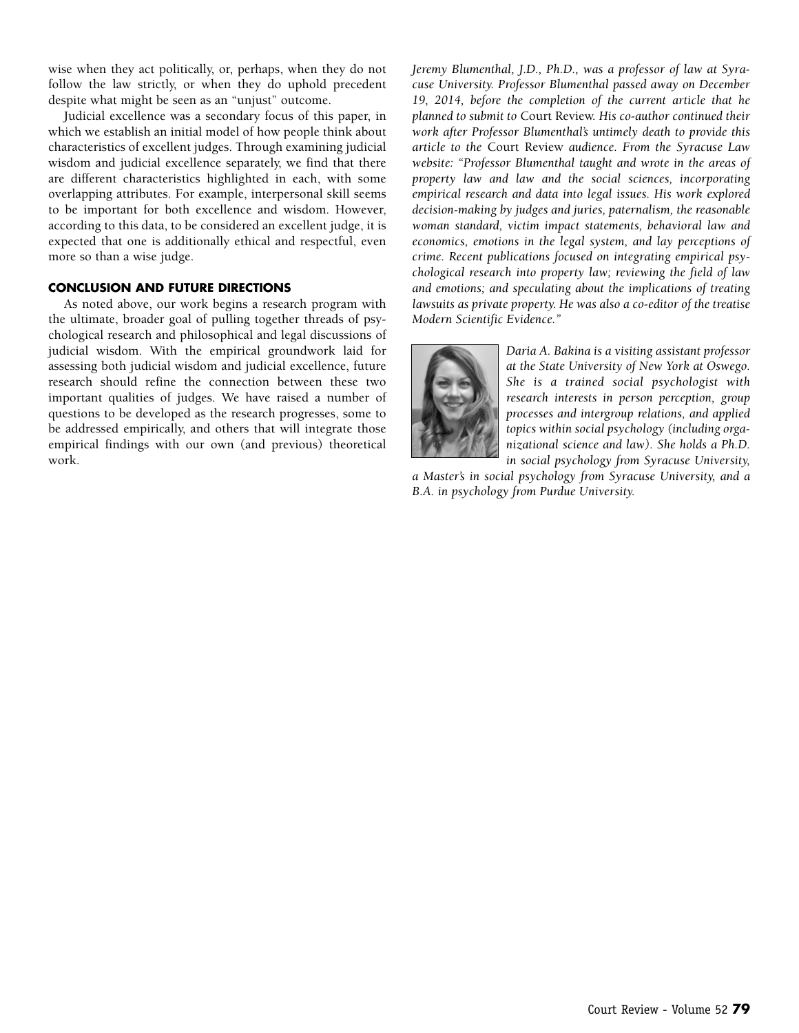wise when they act politically, or, perhaps, when they do not follow the law strictly, or when they do uphold precedent despite what might be seen as an "unjust" outcome.

Judicial excellence was a secondary focus of this paper, in which we establish an initial model of how people think about characteristics of excellent judges. Through examining judicial wisdom and judicial excellence separately, we find that there are different characteristics highlighted in each, with some overlapping attributes. For example, interpersonal skill seems to be important for both excellence and wisdom. However, according to this data, to be considered an excellent judge, it is expected that one is additionally ethical and respectful, even more so than a wise judge.

### CONCLUSION AND FUTURE DIRECTIONS

As noted above, our work begins a research program with the ultimate, broader goal of pulling together threads of psychological research and philosophical and legal discussions of judicial wisdom. With the empirical groundwork laid for assessing both judicial wisdom and judicial excellence, future research should refine the connection between these two important qualities of judges. We have raised a number of questions to be developed as the research progresses, some to be addressed empirically, and others that will integrate those empirical findings with our own (and previous) theoretical work.

*Jeremy Blumenthal, J.D., Ph.D., was a professor of law at Syracuse University. Professor Blumenthal passed away on December 19, 2014, before the completion of the current article that he planned to submit to* Court Review. *His co-author continued their work after Professor Blumenthal's untimely death to provide this article to the* Court Review *audience. From the Syracuse Law website: "Professor Blumenthal taught and wrote in the areas of property law and law and the social sciences, incorporating empirical research and data into legal issues. His work explored decision-making by judges and juries, paternalism, the reasonable woman standard, victim impact statements, behavioral law and economics, emotions in the legal system, and lay perceptions of crime. Recent publications focused on integrating empirical psychological research into property law; reviewing the field of law and emotions; and speculating about the implications of treating lawsuits as private property. He was also a co-editor of the treatise Modern Scientific Evidence."*

*Daria A. Bakina is a visiting assistant professor at the State University of New York at Oswego. She is a trained social psychologist with research interests in person perception, group processes and intergroup relations, and applied topics within social psychology (including organizational science and law). She holds a Ph.D. in social psychology from Syracuse University, a Master's in social psychology from Syracuse University, and a B.A. in psychology from Purdue University.*